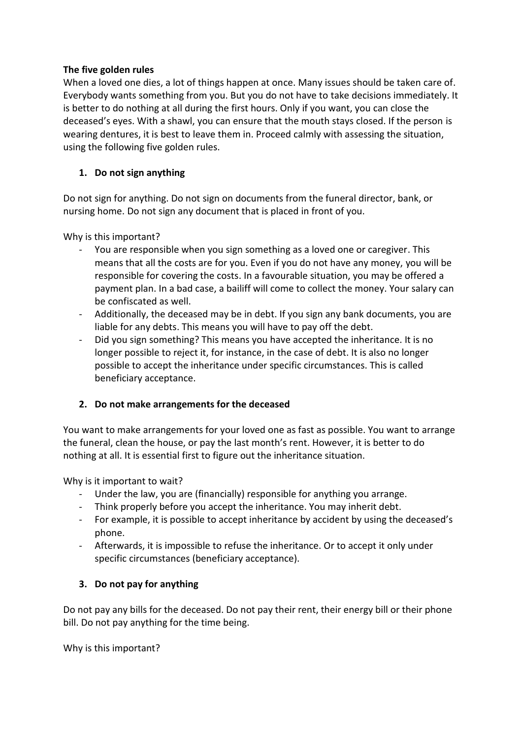**The five golden rules**

When a loved one dies, a lot of things happen at once. Many issues should be taken care of. Everybody wants something from you. But you do not have to take decisions immediately. It is better to do nothing at all during the first hours. Only if you want, you can close the deceased's eyes. With a shawl, you can ensure that the mouth stays closed. If the person is wearing dentures, it is best to leave them in. Proceed calmly with assessing the situation, using the following five golden rules.

1. **Do not sign anything**

Do not sign for anything. Do not sign on documents from the funeral director, bank, or nursing home. Do not sign any document that is placed in front of you.

Why is this important?

- You are responsible when you sign something as a loved one or caregiver. This means that all the costs are for you. Even if you do not have any money, you will be responsible for covering the costs. In a favourable situation, you may be offered a payment plan. In a bad case, a bailiff will come to collect the money. Your salary can be confiscated as well.
- Additionally, the deceased may be in debt. If you sign any bank documents, you are liable for any debts. This means you will have to pay off the debt.
- Did you sign something? This means you have accepted the inheritance. It is no longer possible to reject it, for instance, in the case of debt. It is also no longer possible to accept the inheritance under specific circumstances. This is called beneficiary acceptance.

2. **Do not make arrangements for the deceased**

You want to make arrangements for your loved one as fast as possible. You want to arrange the funeral, clean the house, or pay the last month's rent. However, it is better to do nothing at all. It is essential first to figure out the inheritance situation.

Why is it important to wait?

- Under the law, you are (financially) responsible for anything you arrange.
- Think properly before you accept the inheritance. You may inherit debt.
- For example, it is possible to accept inheritance by accident by using the deceased's phone.
- Afterwards, it is impossible to refuse the inheritance. Or to accept it only under specific circumstances (beneficiary acceptance).

3. **Do not pay for anything**

Do not pay any bills for the deceased. Do not pay their rent, their energy bill or their phone bill. Do not pay anything for the time being.

Why is this important?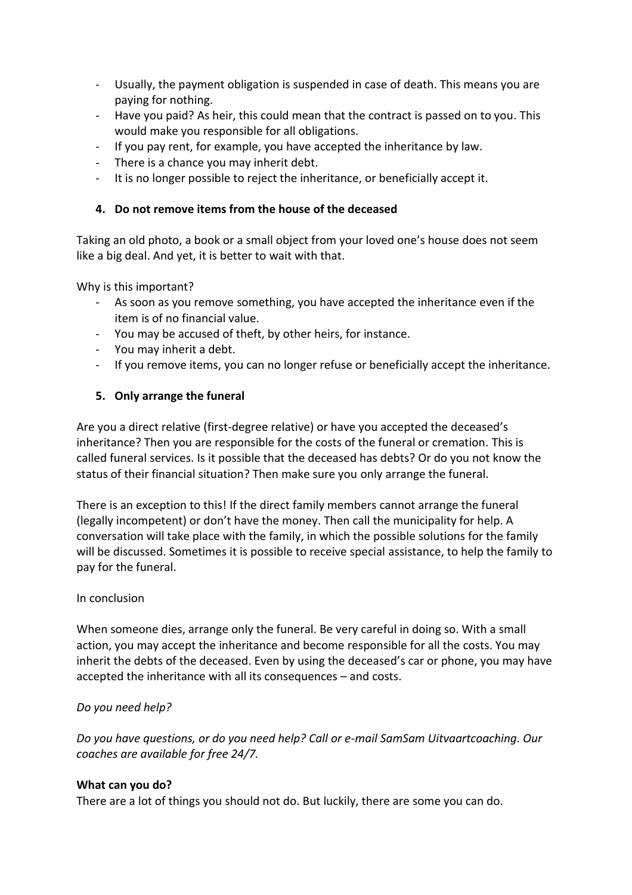- Usually, the payment obligation is suspended in case of death. This means you are paying for nothing.
- Have you paid? As heir, this could mean that the contract is passed on to you. This would make you responsible for all obligations.
- If you pay rent, for example, you have accepted the inheritance by law.
- There is a chance you may inherit debt.
- It is no longer possible to reject the inheritance, or beneficially accept it.

### 4. Do not remove items from the house of the deceased

Taking an old photo, a book or a small object from your loved one's house does not seem like a big deal. And yet, it is better to wait with that.

Why is this important?

- As soon as you remove something, you have accepted the inheritance even if the item is of no financial value.
- You may be accused of theft, by other heirs, for instance.
- You may inherit a debt.
- If you remove items, you can no longer refuse or beneficially accept the inheritance.

### 5. Only arrange the funeral

Are you a direct relative (first-degree relative) or have you accepted the deceased's inheritance? Then you are responsible for the costs of the funeral or cremation. This is called funeral services. Is it possible that the deceased has debts? Or do you not know the status of their financial situation? Then make sure you only arrange the funeral.

There is an exception to this! If the direct family members cannot arrange the funeral (legally incompetent) or don't have the money. Then call the municipality for help. A conversation will take place with the family, in which the possible solutions for the family will be discussed. Sometimes it is possible to receive special assistance, to help the family to pay for the funeral.

In conclusion

When someone dies, arrange only the funeral. Be very careful in doing so. With a small action, you may accept the inheritance and become responsible for all the costs. You may inherit the debts of the deceased. Even by using the deceased's car or phone, you may have accepted the inheritance with all its consequences – and costs.

*Do you need help?*

*Do you have questions, or do you need help? Call or e-mail SamSam Uitvaartcoaching. Our coaches are available for free 24/7.*

**What can you do?**

There are a lot of things you should not do. But luckily, there are some you can do.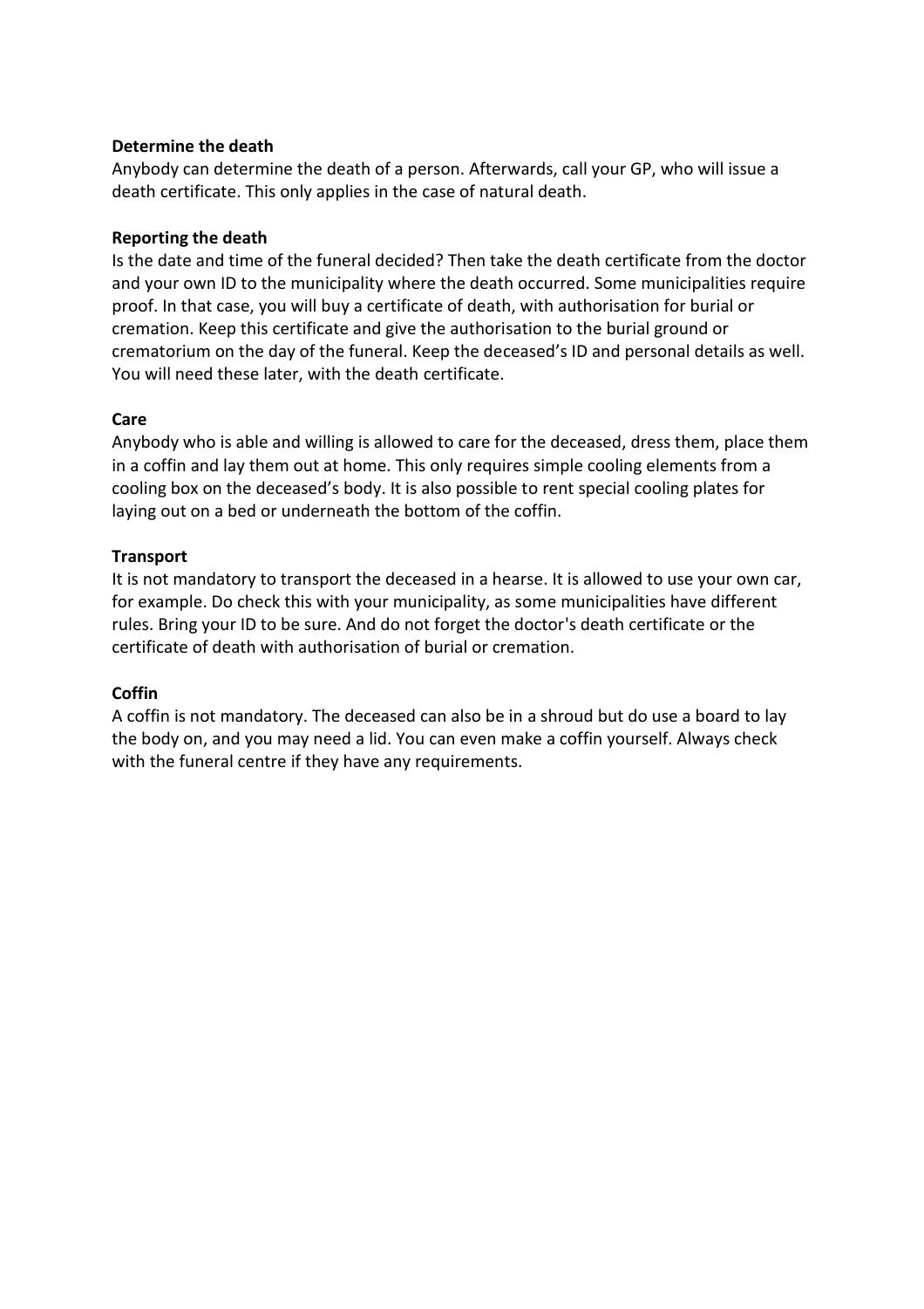**Determine the death**

Anybody can determine the death of a person. Afterwards, call your GP, who will issue a death certificate. This only applies in the case of natural death.

**Reporting the death**

Is the date and time of the funeral decided? Then take the death certificate from the doctor and your own ID to the municipality where the death occurred. Some municipalities require proof. In that case, you will buy a certificate of death, with authorisation for burial or cremation. Keep this certificate and give the authorisation to the burial ground or crematorium on the day of the funeral. Keep the deceased's ID and personal details as well. You will need these later, with the death certificate.

**Care**

Anybody who is able and willing is allowed to care for the deceased, dress them, place them in a coffin and lay them out at home. This only requires simple cooling elements from a cooling box on the deceased's body. It is also possible to rent special cooling plates for laying out on a bed or underneath the bottom of the coffin.

**Transport**

It is not mandatory to transport the deceased in a hearse. It is allowed to use your own car, for example. Do check this with your municipality, as some municipalities have different rules. Bring your ID to be sure. And do not forget the doctor's death certificate or the certificate of death with authorisation of burial or cremation.

**Coffin**

A coffin is not mandatory. The deceased can also be in a shroud but do use a board to lay the body on, and you may need a lid. You can even make a coffin yourself. Always check with the funeral centre if they have any requirements.